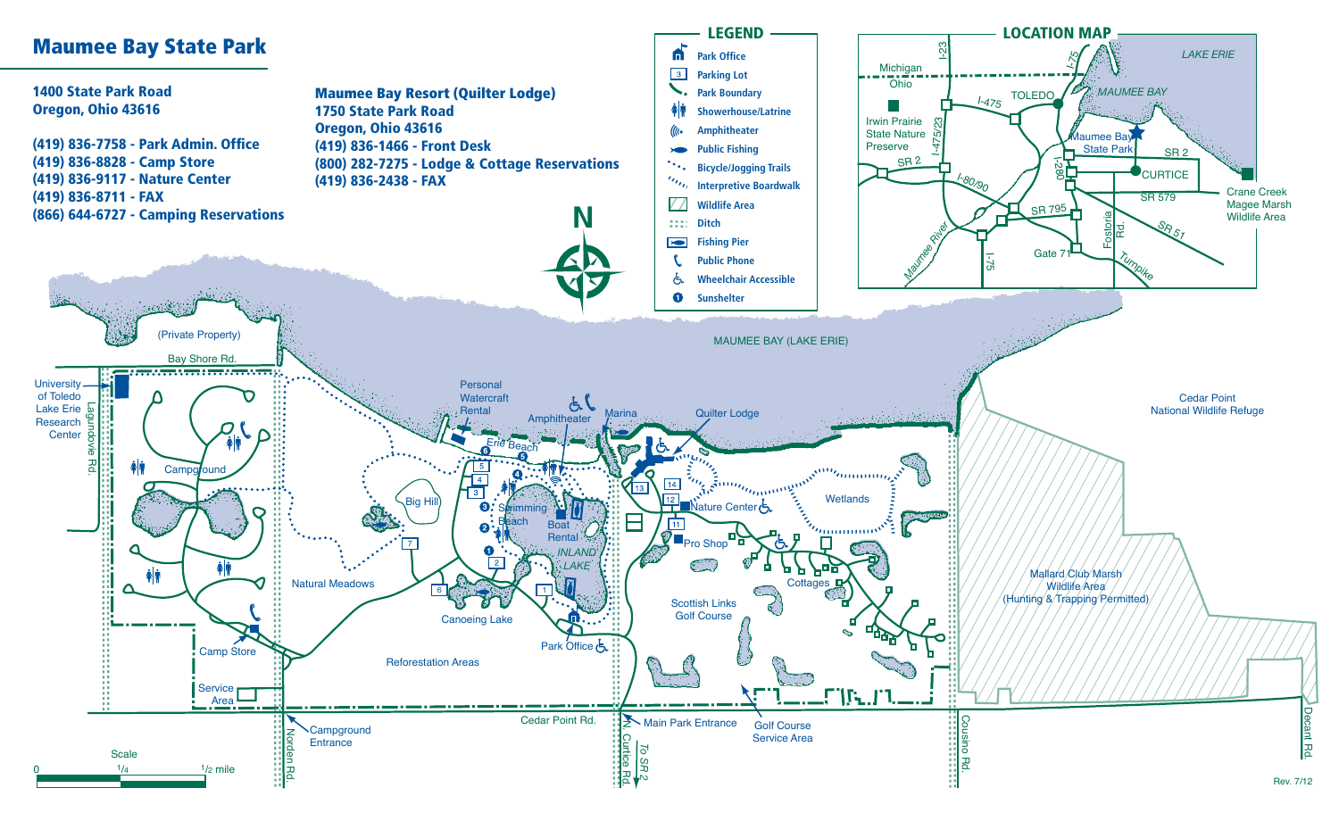# Maumee Bay State Park

**1400 State Park Road**
**Oregon, Ohio 43616**

**(419) 836-7758 - Park Admin. Office**
**(419) 836-8828 - Camp Store**
**(419) 836-9117 - Nature Center**
**(419) 836-8711 - FAX**
**(866) 644-6727 - Camping Reservations**

**Maumee Bay Resort (Quilter Lodge)**
**1750 State Park Road**
**Oregon, Ohio 43616**
**(419) 836-1466 - Front Desk**
**(800) 282-7275 - Lodge & Cottage Reservations**
**(419) 836-2438 - FAX**

## LEGEND

- Park Office
- Parking Lot
- Park Boundary
- Showerhouse/Latrine
- Amphitheater
- Public Fishing
- Bicycle/Jogging Trails
- Interpretive Boardwalk
- Wildlife Area
- Ditch
- Fishing Pier
- Public Phone
- Wheelchair Accessible
- Sunshelter

## LOCATION MAP

I-23, I-75, LAKE ERIE, Michigan, Ohio, I-475, TOLEDO, MAUMEE BAY, Irwin Prairie State Nature Preserve, I-475/23, Maumee Bay State Park, SR 2, I-280, CURTICE, SR 2, I-80/90, SR 579, Crane Creek Magee Marsh Wildlife Area, SR 795, Fostoria Rd., SR 51, Maumee River, I-75, Gate 71, Turnpike

MAUMEE BAY (LAKE ERIE)

(Private Property), Bay Shore Rd., University of Toledo Lake Erie Research Center, Lagundove Rd., Campground, Camp Store, Service Area, Norden Rd., Campground Entrance, Natural Meadows, Big Hill, Reforestation Areas, Personal Watercraft Rental, Erie Beach, Amphitheater, Swimming Beach, Boat Rental, INLAND LAKE, Canoeing Lake, Park Office, Marina, Quilter Lodge, Nature Center, Pro Shop, Wetlands, Cottages, Scottish Links Golf Course, Cedar Point Rd., Main Park Entrance, N. Curtice Rd., To SR 2, Golf Course Service Area, Cedar Point National Wildlife Refuge, Mallard Club Marsh Wildlife Area (Hunting & Trapping Permitted), Cousino Rd., Decant Rd.

Scale: 0 — 1/4 — 1/2 mile

Rev. 7/12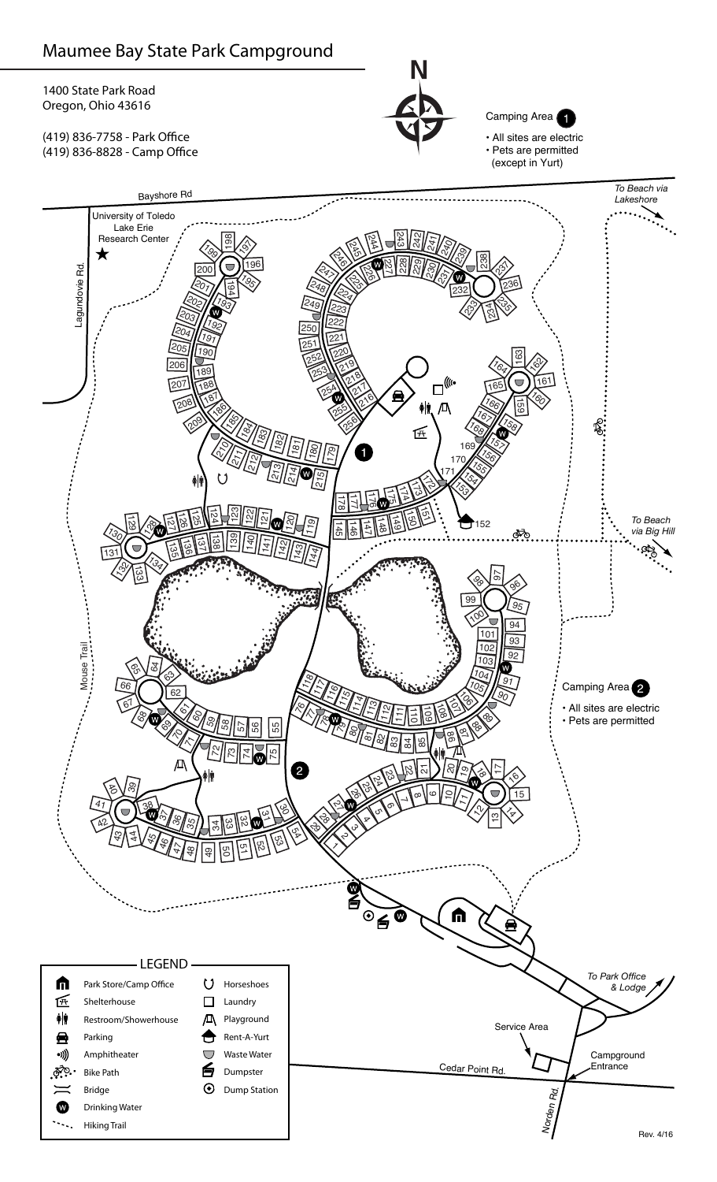# Maumee Bay State Park Campground

1400 State Park Road
Oregon, Ohio 43616

(419) 836-7758 - Park Office
(419) 836-8828 - Camp Office

N

Camping Area 1

- All sites are electric
- Pets are permitted (except in Yurt)

Camping Area 2

- All sites are electric
- Pets are permitted

Bayshore Rd

To Beach via Lakeshore

University of Toledo Lake Erie Research Center

Lagundovie Rd.

To Beach via Big Hill

Mouse Trail

To Park Office & Lodge

Service Area

Campground Entrance

Cedar Point Rd.

Norden Rd.

## LEGEND

| | |
|---|---|
| Park Store/Camp Office | Horseshoes |
| Shelterhouse | Laundry |
| Restroom/Showerhouse | Playground |
| Parking | Rent-A-Yurt |
| Amphitheater | Waste Water |
| Bike Path | Dumpster |
| Bridge | Dump Station |
| Drinking Water | |
| Hiking Trail | |

Rev. 4/16